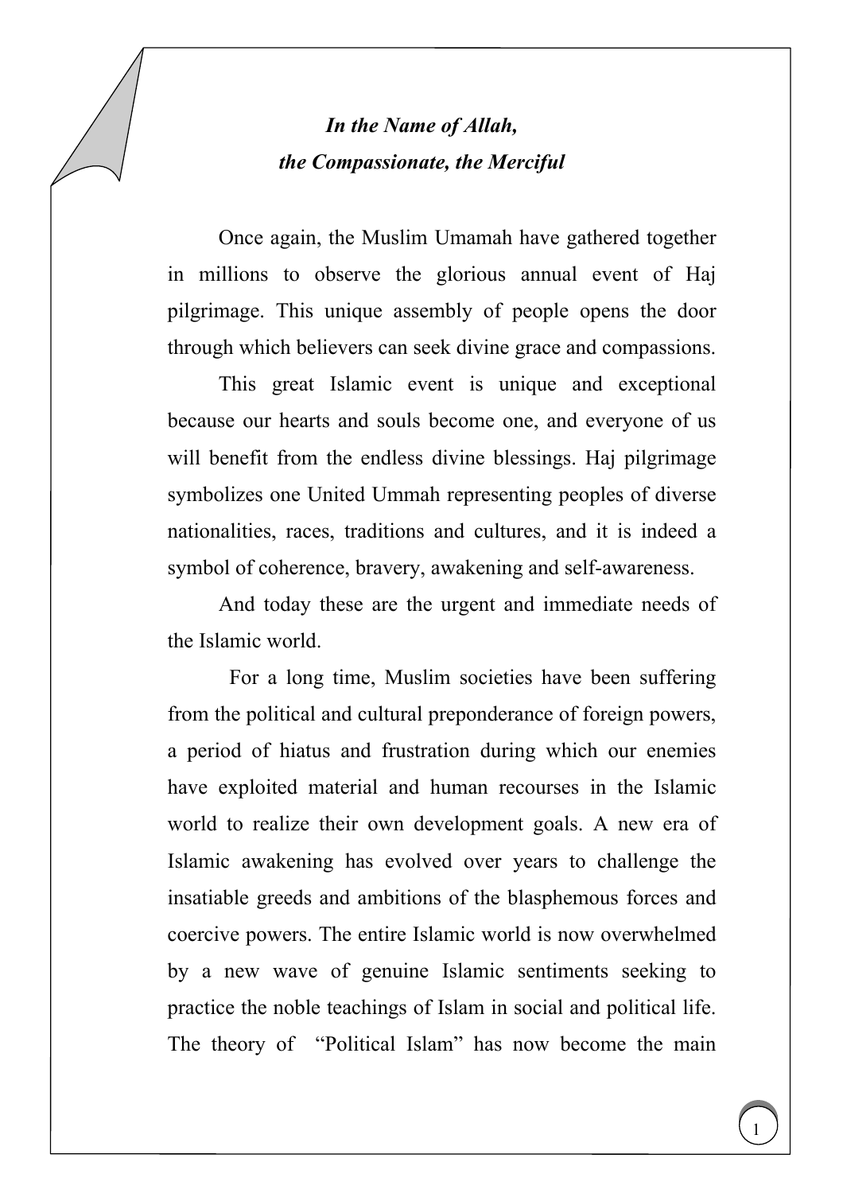*In the Name of Allah,*
*the Compassionate, the Merciful*

Once again, the Muslim Umamah have gathered together in millions to observe the glorious annual event of Haj pilgrimage. This unique assembly of people opens the door through which believers can seek divine grace and compassions.

This great Islamic event is unique and exceptional because our hearts and souls become one, and everyone of us will benefit from the endless divine blessings. Haj pilgrimage symbolizes one United Ummah representing peoples of diverse nationalities, races, traditions and cultures, and it is indeed a symbol of coherence, bravery, awakening and self-awareness.

And today these are the urgent and immediate needs of the Islamic world.

For a long time, Muslim societies have been suffering from the political and cultural preponderance of foreign powers, a period of hiatus and frustration during which our enemies have exploited material and human recourses in the Islamic world to realize their own development goals. A new era of Islamic awakening has evolved over years to challenge the insatiable greeds and ambitions of the blasphemous forces and coercive powers. The entire Islamic world is now overwhelmed by a new wave of genuine Islamic sentiments seeking to practice the noble teachings of Islam in social and political life. The theory of "Political Islam" has now become the main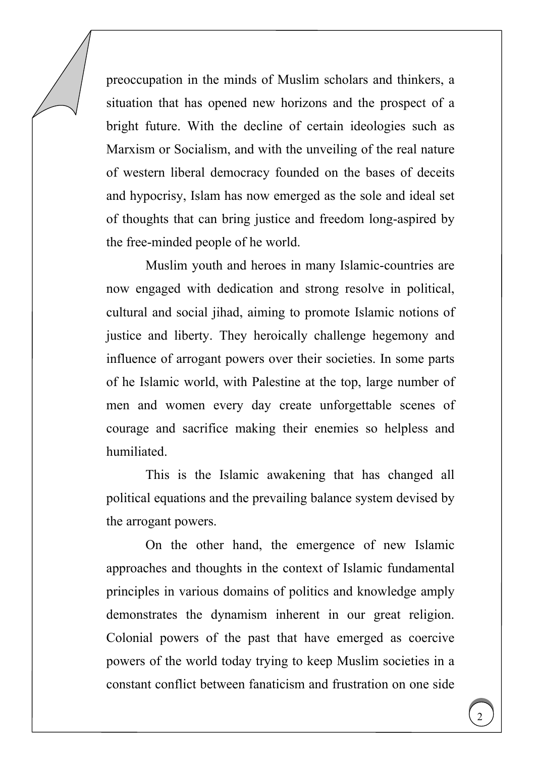preoccupation in the minds of Muslim scholars and thinkers, a situation that has opened new horizons and the prospect of a bright future. With the decline of certain ideologies such as Marxism or Socialism, and with the unveiling of the real nature of western liberal democracy founded on the bases of deceits and hypocrisy, Islam has now emerged as the sole and ideal set of thoughts that can bring justice and freedom long-aspired by the free-minded people of he world.

Muslim youth and heroes in many Islamic-countries are now engaged with dedication and strong resolve in political, cultural and social jihad, aiming to promote Islamic notions of justice and liberty. They heroically challenge hegemony and influence of arrogant powers over their societies. In some parts of he Islamic world, with Palestine at the top, large number of men and women every day create unforgettable scenes of courage and sacrifice making their enemies so helpless and humiliated.

This is the Islamic awakening that has changed all political equations and the prevailing balance system devised by the arrogant powers.

On the other hand, the emergence of new Islamic approaches and thoughts in the context of Islamic fundamental principles in various domains of politics and knowledge amply demonstrates the dynamism inherent in our great religion. Colonial powers of the past that have emerged as coercive powers of the world today trying to keep Muslim societies in a constant conflict between fanaticism and frustration on one side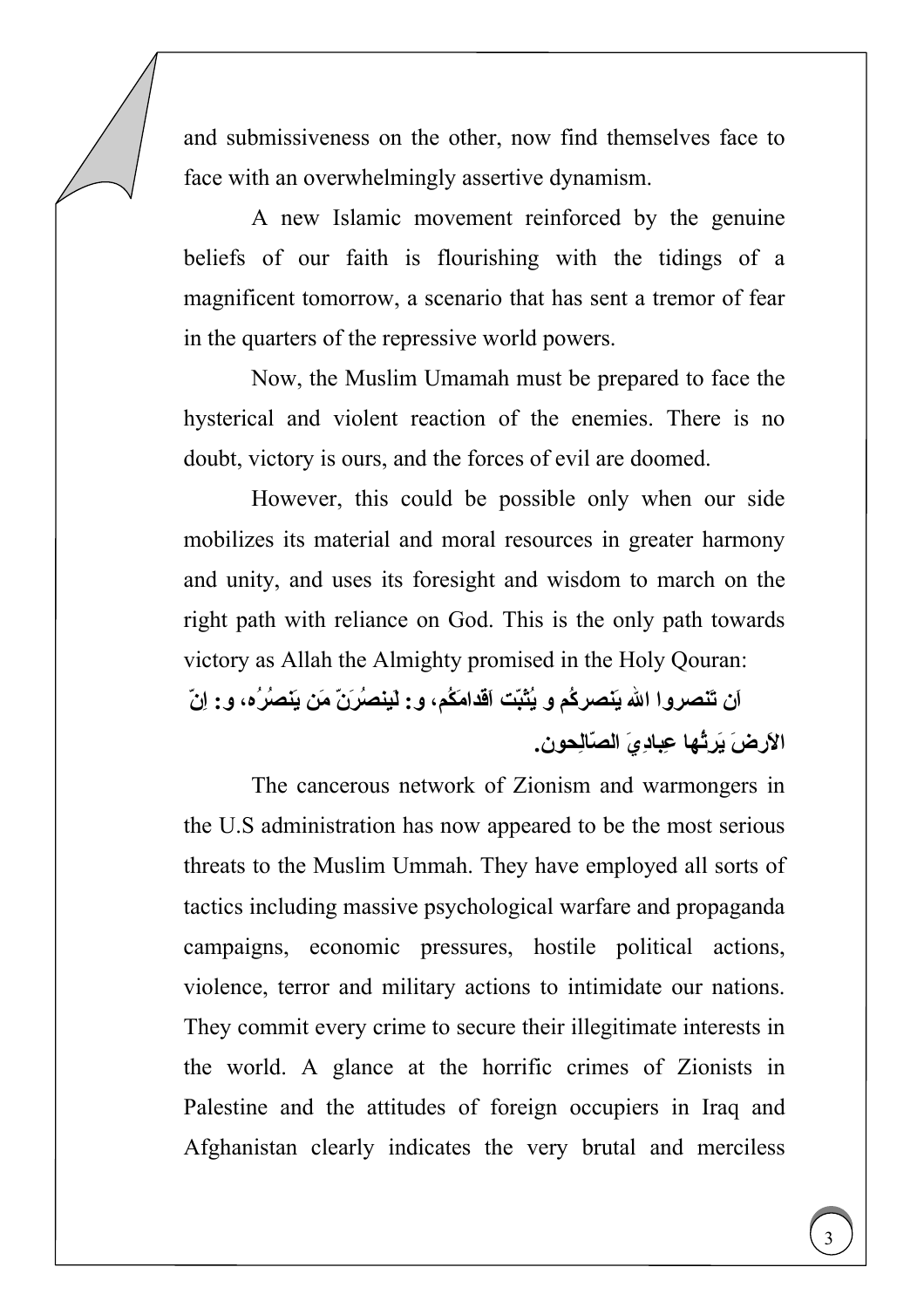and submissiveness on the other, now find themselves face to face with an overwhelmingly assertive dynamism.

A new Islamic movement reinforced by the genuine beliefs of our faith is flourishing with the tidings of a magnificent tomorrow, a scenario that has sent a tremor of fear in the quarters of the repressive world powers.

Now, the Muslim Umamah must be prepared to face the hysterical and violent reaction of the enemies. There is no doubt, victory is ours, and the forces of evil are doomed.

However, this could be possible only when our side mobilizes its material and moral resources in greater harmony and unity, and uses its foresight and wisdom to march on the right path with reliance on God. This is the only path towards victory as Allah the Almighty promised in the Holy Qouran:

**اَن تَنصروا الله يَنصركُم و يُثَبِّت اَقدامَكُم، و: لَينصُرَنّ مَن يَنصُرُه، و: اِنّ الاَرضَ يَرِثُها عِبادِيَ الصّالِحون.**

The cancerous network of Zionism and warmongers in the U.S administration has now appeared to be the most serious threats to the Muslim Ummah. They have employed all sorts of tactics including massive psychological warfare and propaganda campaigns, economic pressures, hostile political actions, violence, terror and military actions to intimidate our nations. They commit every crime to secure their illegitimate interests in the world. A glance at the horrific crimes of Zionists in Palestine and the attitudes of foreign occupiers in Iraq and Afghanistan clearly indicates the very brutal and merciless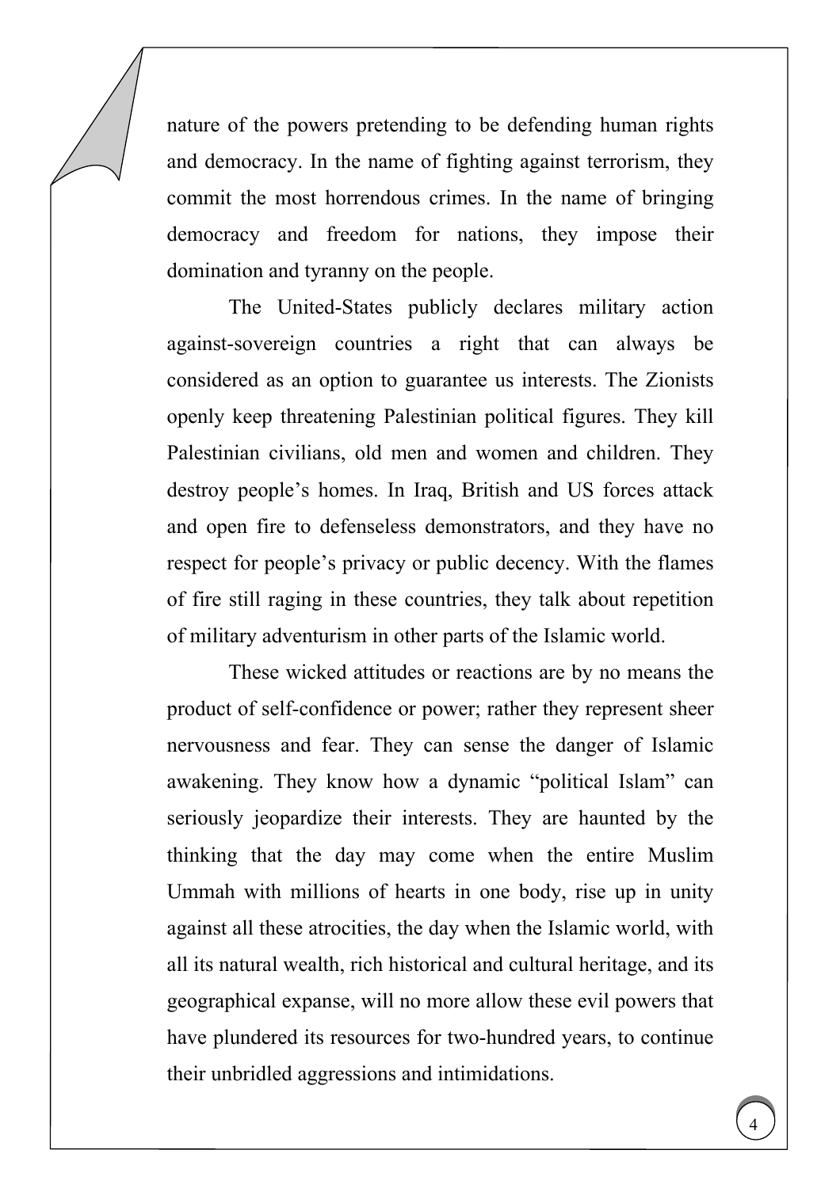nature of the powers pretending to be defending human rights and democracy. In the name of fighting against terrorism, they commit the most horrendous crimes. In the name of bringing democracy and freedom for nations, they impose their domination and tyranny on the people.

The United-States publicly declares military action against-sovereign countries a right that can always be considered as an option to guarantee us interests. The Zionists openly keep threatening Palestinian political figures. They kill Palestinian civilians, old men and women and children. They destroy people's homes. In Iraq, British and US forces attack and open fire to defenseless demonstrators, and they have no respect for people's privacy or public decency. With the flames of fire still raging in these countries, they talk about repetition of military adventurism in other parts of the Islamic world.

These wicked attitudes or reactions are by no means the product of self-confidence or power; rather they represent sheer nervousness and fear. They can sense the danger of Islamic awakening. They know how a dynamic "political Islam" can seriously jeopardize their interests. They are haunted by the thinking that the day may come when the entire Muslim Ummah with millions of hearts in one body, rise up in unity against all these atrocities, the day when the Islamic world, with all its natural wealth, rich historical and cultural heritage, and its geographical expanse, will no more allow these evil powers that have plundered its resources for two-hundred years, to continue their unbridled aggressions and intimidations.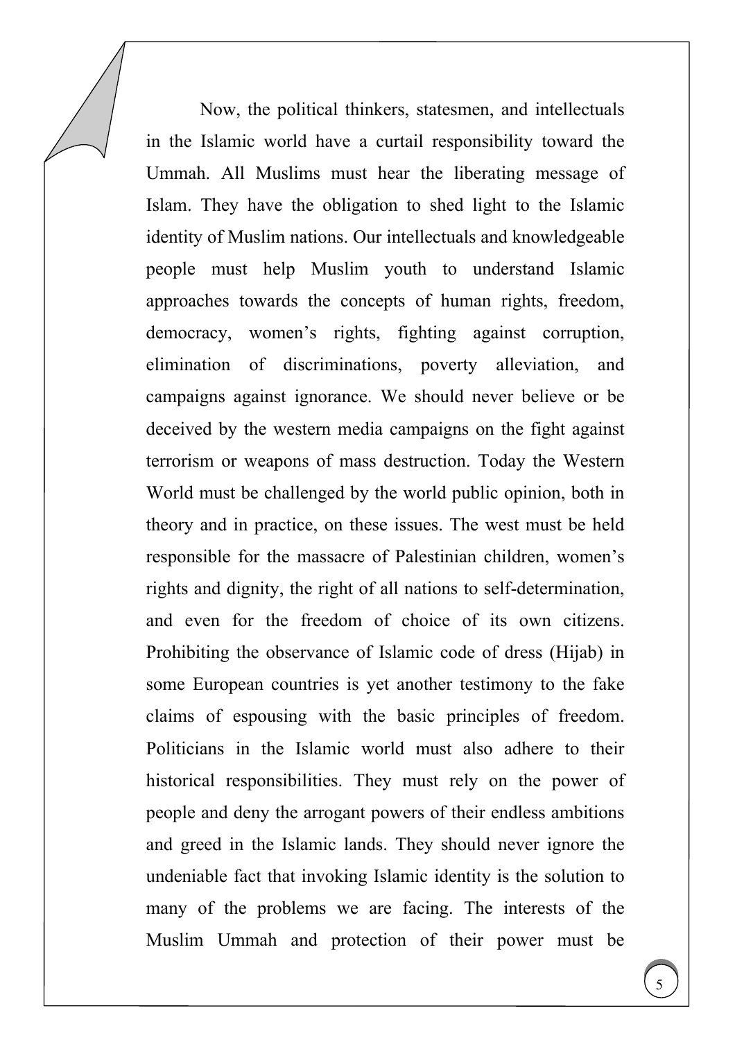Now, the political thinkers, statesmen, and intellectuals in the Islamic world have a curtail responsibility toward the Ummah. All Muslims must hear the liberating message of Islam. They have the obligation to shed light to the Islamic identity of Muslim nations. Our intellectuals and knowledgeable people must help Muslim youth to understand Islamic approaches towards the concepts of human rights, freedom, democracy, women's rights, fighting against corruption, elimination of discriminations, poverty alleviation, and campaigns against ignorance. We should never believe or be deceived by the western media campaigns on the fight against terrorism or weapons of mass destruction. Today the Western World must be challenged by the world public opinion, both in theory and in practice, on these issues. The west must be held responsible for the massacre of Palestinian children, women's rights and dignity, the right of all nations to self-determination, and even for the freedom of choice of its own citizens. Prohibiting the observance of Islamic code of dress (Hijab) in some European countries is yet another testimony to the fake claims of espousing with the basic principles of freedom. Politicians in the Islamic world must also adhere to their historical responsibilities. They must rely on the power of people and deny the arrogant powers of their endless ambitions and greed in the Islamic lands. They should never ignore the undeniable fact that invoking Islamic identity is the solution to many of the problems we are facing. The interests of the Muslim Ummah and protection of their power must be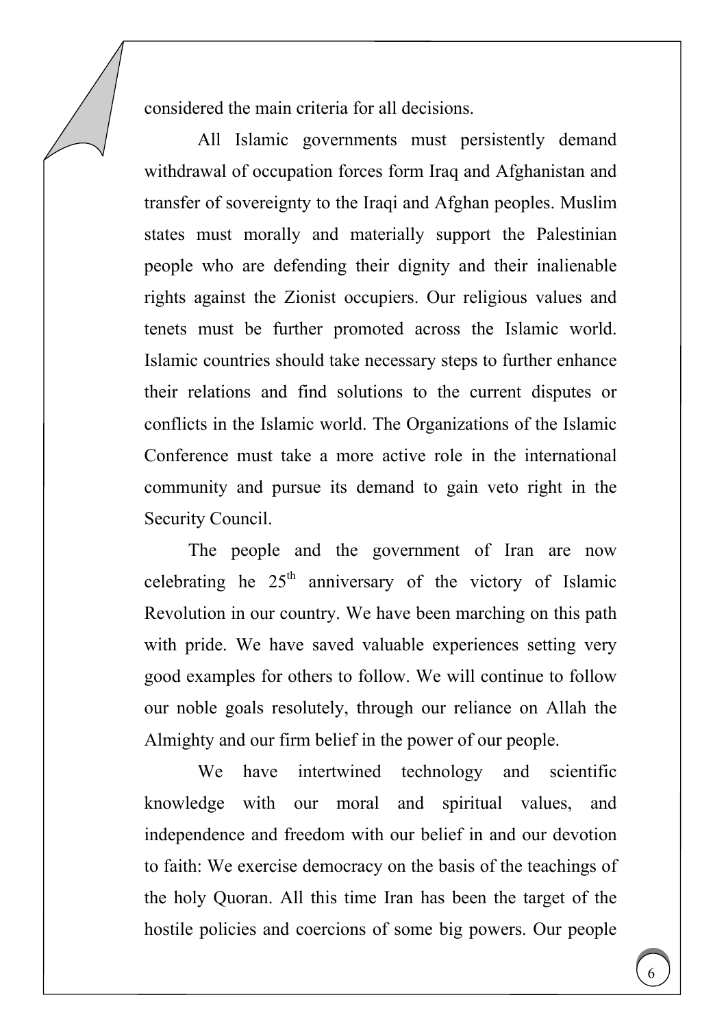considered the main criteria for all decisions.

All Islamic governments must persistently demand withdrawal of occupation forces form Iraq and Afghanistan and transfer of sovereignty to the Iraqi and Afghan peoples. Muslim states must morally and materially support the Palestinian people who are defending their dignity and their inalienable rights against the Zionist occupiers. Our religious values and tenets must be further promoted across the Islamic world. Islamic countries should take necessary steps to further enhance their relations and find solutions to the current disputes or conflicts in the Islamic world. The Organizations of the Islamic Conference must take a more active role in the international community and pursue its demand to gain veto right in the Security Council.

The people and the government of Iran are now celebrating he 25th anniversary of the victory of Islamic Revolution in our country. We have been marching on this path with pride. We have saved valuable experiences setting very good examples for others to follow. We will continue to follow our noble goals resolutely, through our reliance on Allah the Almighty and our firm belief in the power of our people.

We have intertwined technology and scientific knowledge with our moral and spiritual values, and independence and freedom with our belief in and our devotion to faith: We exercise democracy on the basis of the teachings of the holy Quoran. All this time Iran has been the target of the hostile policies and coercions of some big powers. Our people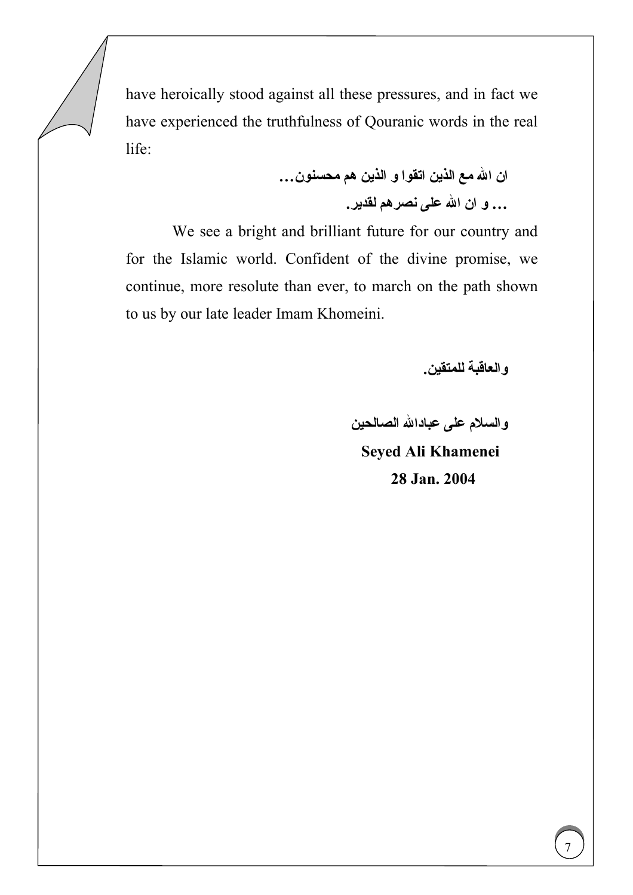have heroically stood against all these pressures, and in fact we have experienced the truthfulness of Qouranic words in the real life:

**ان الله مع الذین اتقوا و الذین هم محسنون...**

**... و ان الله علی نصرهم لقدیر.**

We see a bright and brilliant future for our country and for the Islamic world. Confident of the divine promise, we continue, more resolute than ever, to march on the path shown to us by our late leader Imam Khomeini.

**والعاقبة للمتقین.**

**والسلام علی عبادالله الصالحین**

**Seyed Ali Khamenei**

**28 Jan. 2004**